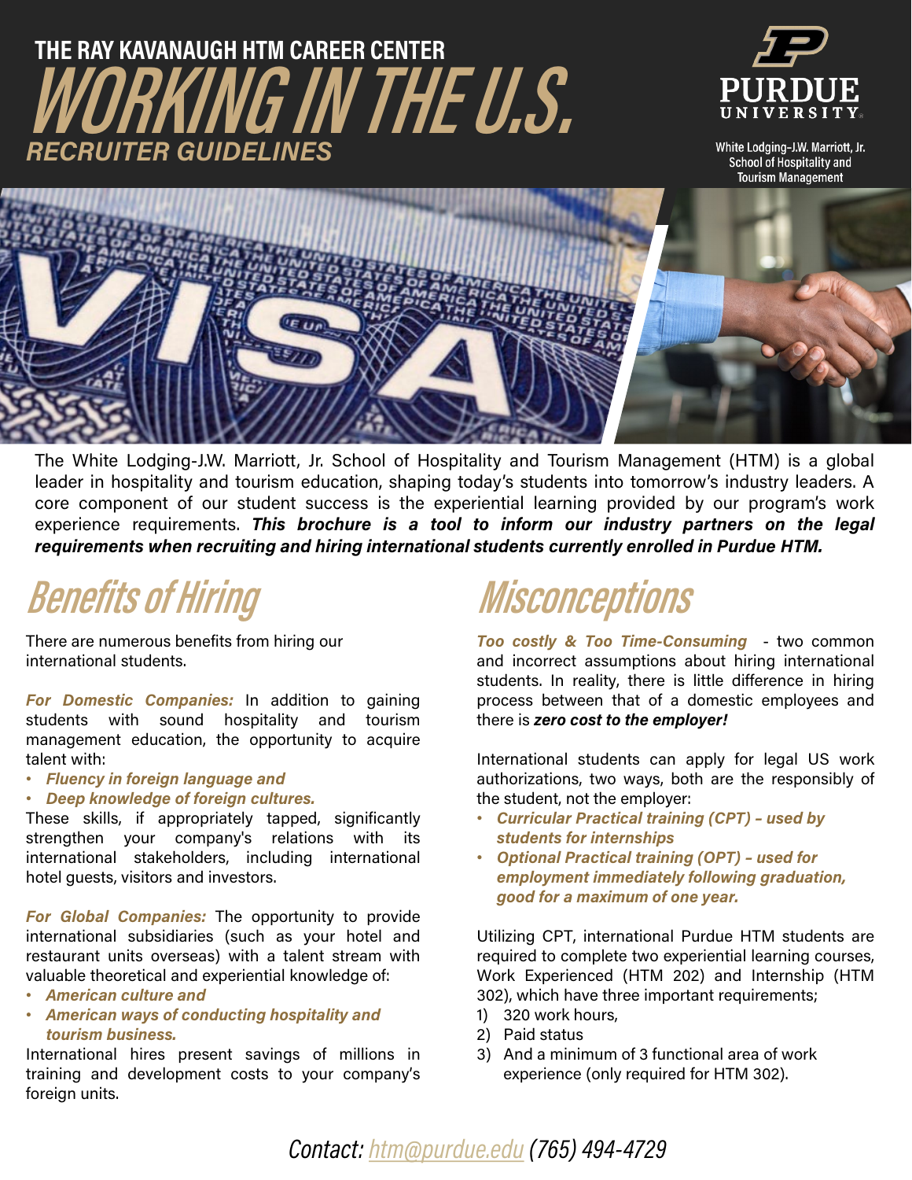THE RAY KAVANAUGH HTM CAREER CENTER

# WORKING IN THE U.S.

## RECRUITER GUIDELINES

PURDUE UNIVERSITY

White Lodging-J.W. Marriott, Jr. School of Hospitality and Tourism Management

The White Lodging-J.W. Marriott, Jr. School of Hospitality and Tourism Management (HTM) is a global leader in hospitality and tourism education, shaping today's students into tomorrow's industry leaders. A core component of our student success is the experiential learning provided by our program's work experience requirements. ***This brochure is a tool to inform our industry partners on the legal requirements when recruiting and hiring international students currently enrolled in Purdue HTM.***

## Benefits of Hiring

There are numerous benefits from hiring our international students.

***For Domestic Companies:*** In addition to gaining students with sound hospitality and tourism management education, the opportunity to acquire talent with:

- ***Fluency in foreign language and***
- ***Deep knowledge of foreign cultures.***

These skills, if appropriately tapped, significantly strengthen your company's relations with its international stakeholders, including international hotel guests, visitors and investors.

***For Global Companies:*** The opportunity to provide international subsidiaries (such as your hotel and restaurant units overseas) with a talent stream with valuable theoretical and experiential knowledge of:

- ***American culture and***
- ***American ways of conducting hospitality and tourism business.***

International hires present savings of millions in training and development costs to your company's foreign units.

## Misconceptions

***Too costly & Too Time-Consuming*** - two common and incorrect assumptions about hiring international students. In reality, there is little difference in hiring process between that of a domestic employees and there is ***zero cost to the employer!***

International students can apply for legal US work authorizations, two ways, both are the responsibly of the student, not the employer:

- ***Curricular Practical training (CPT) – used by students for internships***
- ***Optional Practical training (OPT) – used for employment immediately following graduation, good for a maximum of one year.***

Utilizing CPT, international Purdue HTM students are required to complete two experiential learning courses, Work Experienced (HTM 202) and Internship (HTM 302), which have three important requirements;

1) 320 work hours,
2) Paid status
3) And a minimum of 3 functional area of work experience (only required for HTM 302).

*Contact: [htm@purdue.edu](mailto:htm@purdue.edu) (765) 494-4729*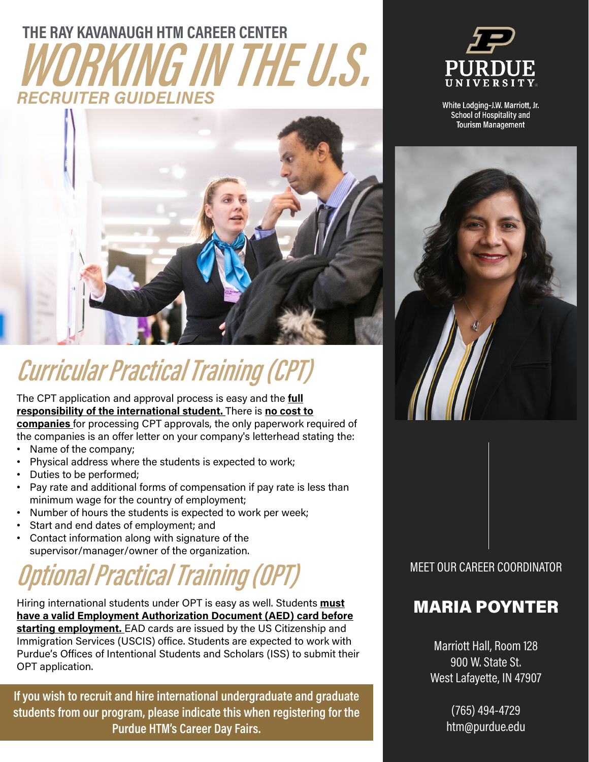THE RAY KAVANAUGH HTM CAREER CENTER

# WORKING IN THE U.S.

*RECRUITER GUIDELINES*

## Curricular Practical Training (CPT)

The CPT application and approval process is easy and the **full responsibility of the international student.** There is **no cost to companies** for processing CPT approvals, the only paperwork required of the companies is an offer letter on your company's letterhead stating the:

- Name of the company;
- Physical address where the students is expected to work;
- Duties to be performed;
- Pay rate and additional forms of compensation if pay rate is less than minimum wage for the country of employment;
- Number of hours the students is expected to work per week;
- Start and end dates of employment; and
- Contact information along with signature of the supervisor/manager/owner of the organization.

## Optional Practical Training (OPT)

Hiring international students under OPT is easy as well. Students **must have a valid Employment Authorization Document (AED) card before starting employment.** EAD cards are issued by the US Citizenship and Immigration Services (USCIS) office. Students are expected to work with Purdue's Offices of Intentional Students and Scholars (ISS) to submit their OPT application.

**If you wish to recruit and hire international undergraduate and graduate students from our program, please indicate this when registering for the Purdue HTM's Career Day Fairs.**

PURDUE UNIVERSITY

White Lodging-J.W. Marriott, Jr. School of Hospitality and Tourism Management

MEET OUR CAREER COORDINATOR

## MARIA POYNTER

Marriott Hall, Room 128
900 W. State St.
West Lafayette, IN 47907

(765) 494-4729
htm@purdue.edu